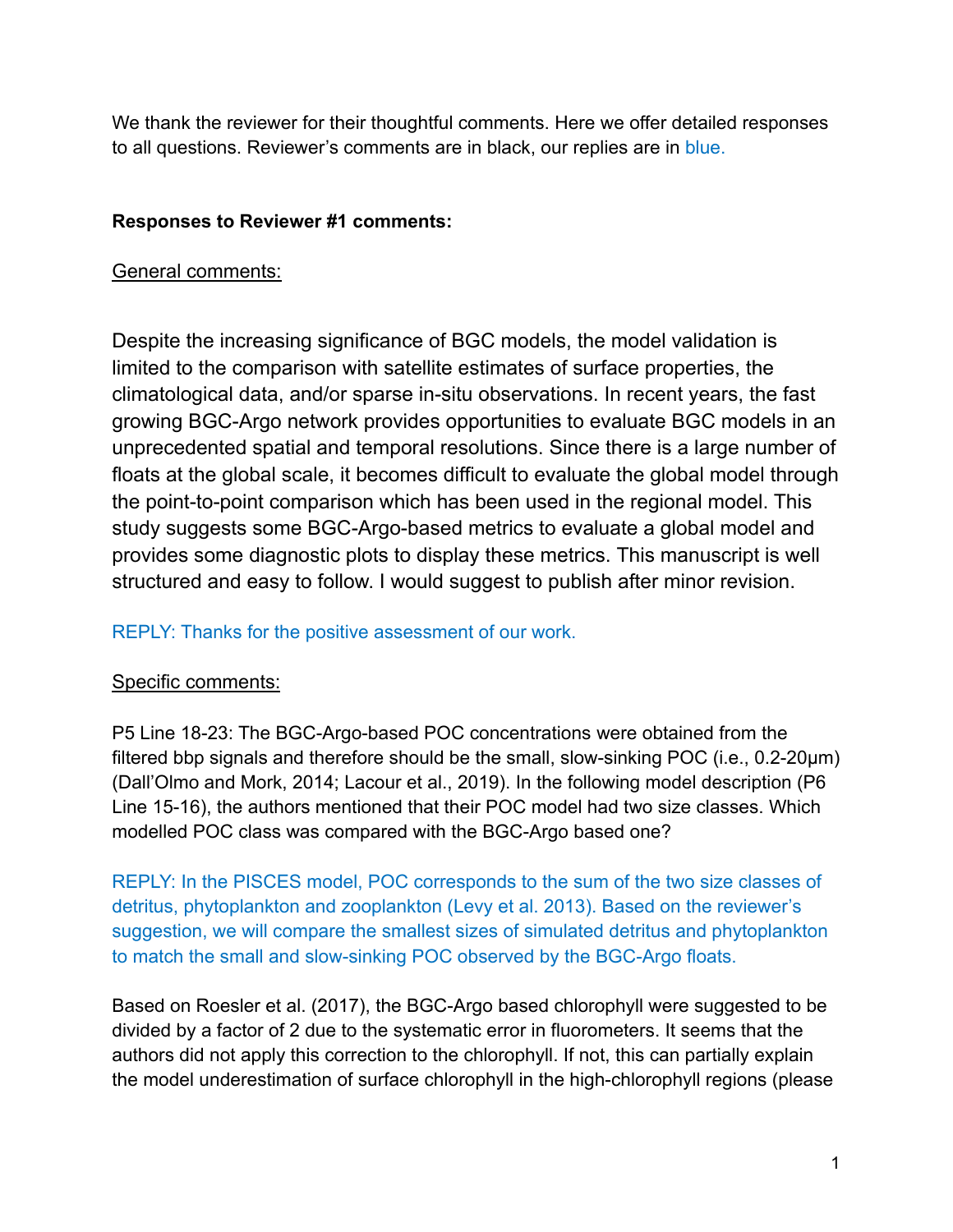We thank the reviewer for their thoughtful comments. Here we offer detailed responses to all questions. Reviewer's comments are in black, our replies are in blue.

**Responses to Reviewer #1 comments:**

General comments:

Despite the increasing significance of BGC models, the model validation is limited to the comparison with satellite estimates of surface properties, the climatological data, and/or sparse in-situ observations. In recent years, the fast growing BGC-Argo network provides opportunities to evaluate BGC models in an unprecedented spatial and temporal resolutions. Since there is a large number of floats at the global scale, it becomes difficult to evaluate the global model through the point-to-point comparison which has been used in the regional model. This study suggests some BGC-Argo-based metrics to evaluate a global model and provides some diagnostic plots to display these metrics. This manuscript is well structured and easy to follow. I would suggest to publish after minor revision.

REPLY: Thanks for the positive assessment of our work.

Specific comments:

P5 Line 18-23: The BGC-Argo-based POC concentrations were obtained from the filtered bbp signals and therefore should be the small, slow-sinking POC (i.e., 0.2-20μm) (Dall'Olmo and Mork, 2014; Lacour et al., 2019). In the following model description (P6 Line 15-16), the authors mentioned that their POC model had two size classes. Which modelled POC class was compared with the BGC-Argo based one?

REPLY: In the PISCES model, POC corresponds to the sum of the two size classes of detritus, phytoplankton and zooplankton (Levy et al. 2013). Based on the reviewer's suggestion, we will compare the smallest sizes of simulated detritus and phytoplankton to match the small and slow-sinking POC observed by the BGC-Argo floats.

Based on Roesler et al. (2017), the BGC-Argo based chlorophyll were suggested to be divided by a factor of 2 due to the systematic error in fluorometers. It seems that the authors did not apply this correction to the chlorophyll. If not, this can partially explain the model underestimation of surface chlorophyll in the high-chlorophyll regions (please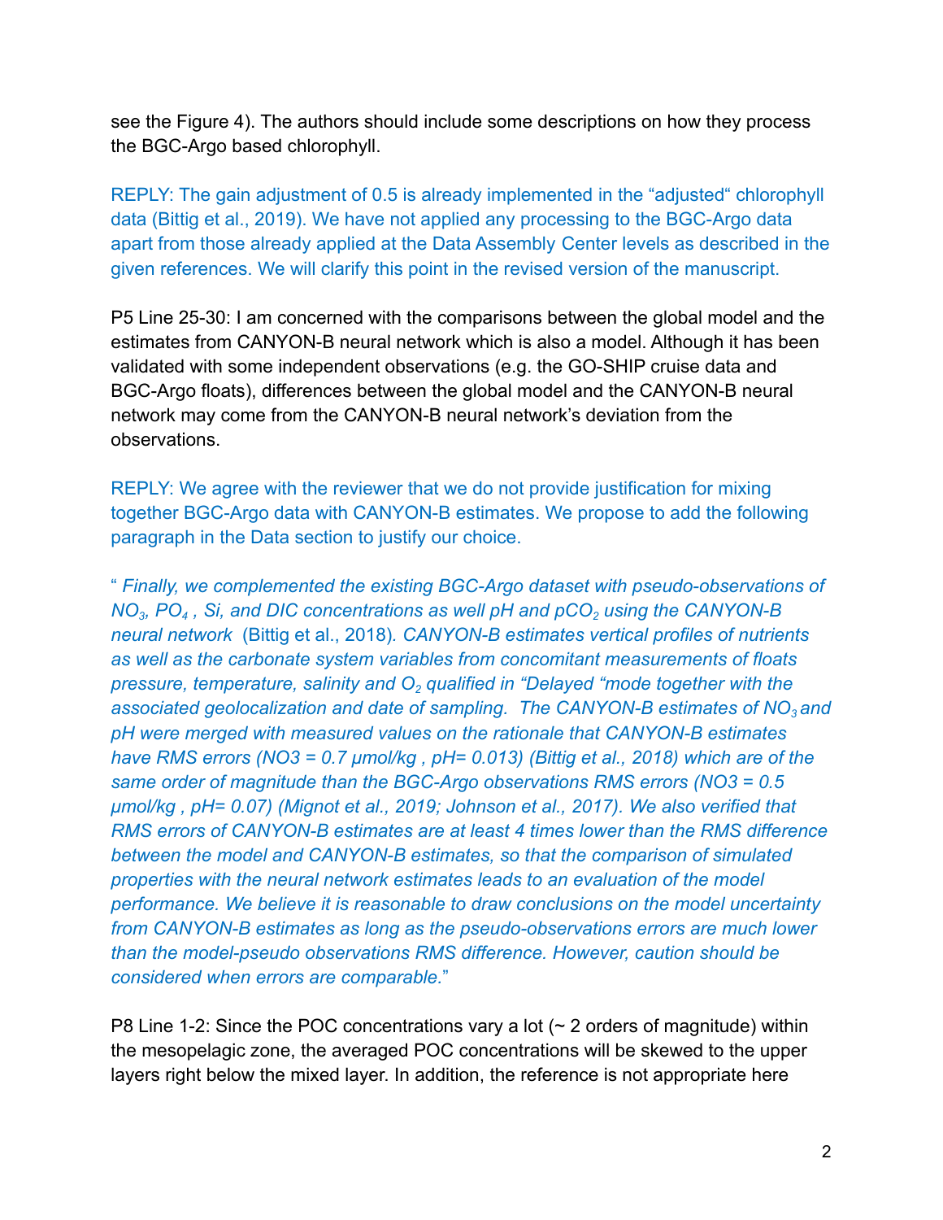see the Figure 4). The authors should include some descriptions on how they process the BGC-Argo based chlorophyll.

REPLY: The gain adjustment of 0.5 is already implemented in the "adjusted" chlorophyll data (Bittig et al., 2019). We have not applied any processing to the BGC-Argo data apart from those already applied at the Data Assembly Center levels as described in the given references. We will clarify this point in the revised version of the manuscript.

P5 Line 25-30: I am concerned with the comparisons between the global model and the estimates from CANYON-B neural network which is also a model. Although it has been validated with some independent observations (e.g. the GO-SHIP cruise data and BGC-Argo floats), differences between the global model and the CANYON-B neural network may come from the CANYON-B neural network's deviation from the observations.

REPLY: We agree with the reviewer that we do not provide justification for mixing together BGC-Argo data with CANYON-B estimates. We propose to add the following paragraph in the Data section to justify our choice.

" *Finally, we complemented the existing BGC-Argo dataset with pseudo-observations of $NO_3$, $PO_4$ , Si, and DIC concentrations as well pH and $pCO_2$ using the CANYON-B neural network* (Bittig et al., 2018)*. CANYON-B estimates vertical profiles of nutrients as well as the carbonate system variables from concomitant measurements of floats pressure, temperature, salinity and $O_2$ qualified in "Delayed "mode together with the associated geolocalization and date of sampling. The CANYON-B estimates of $NO_3$ and pH were merged with measured values on the rationale that CANYON-B estimates have RMS errors (NO3 = 0.7 µmol/kg , pH= 0.013) (Bittig et al., 2018) which are of the same order of magnitude than the BGC-Argo observations RMS errors (NO3 = 0.5 µmol/kg , pH= 0.07) (Mignot et al., 2019; Johnson et al., 2017). We also verified that RMS errors of CANYON-B estimates are at least 4 times lower than the RMS difference between the model and CANYON-B estimates, so that the comparison of simulated properties with the neural network estimates leads to an evaluation of the model performance. We believe it is reasonable to draw conclusions on the model uncertainty from CANYON-B estimates as long as the pseudo-observations errors are much lower than the model-pseudo observations RMS difference. However, caution should be considered when errors are comparable.*"

P8 Line 1-2: Since the POC concentrations vary a lot (~ 2 orders of magnitude) within the mesopelagic zone, the averaged POC concentrations will be skewed to the upper layers right below the mixed layer. In addition, the reference is not appropriate here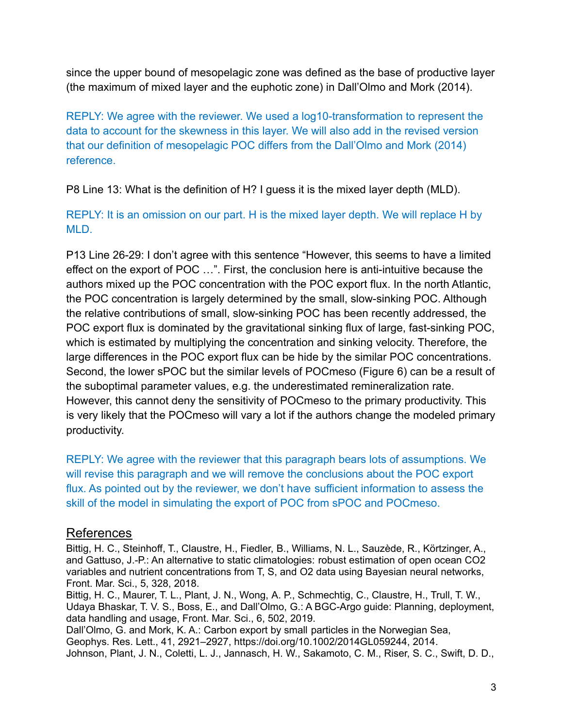since the upper bound of mesopelagic zone was defined as the base of productive layer (the maximum of mixed layer and the euphotic zone) in Dall'Olmo and Mork (2014).

REPLY: We agree with the reviewer. We used a log10-transformation to represent the data to account for the skewness in this layer. We will also add in the revised version that our definition of mesopelagic POC differs from the Dall'Olmo and Mork (2014) reference.

P8 Line 13: What is the definition of H? I guess it is the mixed layer depth (MLD).

REPLY: It is an omission on our part. H is the mixed layer depth. We will replace H by MLD.

P13 Line 26-29: I don't agree with this sentence "However, this seems to have a limited effect on the export of POC …". First, the conclusion here is anti-intuitive because the authors mixed up the POC concentration with the POC export flux. In the north Atlantic, the POC concentration is largely determined by the small, slow-sinking POC. Although the relative contributions of small, slow-sinking POC has been recently addressed, the POC export flux is dominated by the gravitational sinking flux of large, fast-sinking POC, which is estimated by multiplying the concentration and sinking velocity. Therefore, the large differences in the POC export flux can be hide by the similar POC concentrations. Second, the lower sPOC but the similar levels of POCmeso (Figure 6) can be a result of the suboptimal parameter values, e.g. the underestimated remineralization rate. However, this cannot deny the sensitivity of POCmeso to the primary productivity. This is very likely that the POCmeso will vary a lot if the authors change the modeled primary productivity.

REPLY: We agree with the reviewer that this paragraph bears lots of assumptions. We will revise this paragraph and we will remove the conclusions about the POC export flux. As pointed out by the reviewer, we don't have sufficient information to assess the skill of the model in simulating the export of POC from sPOC and POCmeso.

## References

Bittig, H. C., Steinhoff, T., Claustre, H., Fiedler, B., Williams, N. L., Sauzède, R., Körtzinger, A., and Gattuso, J.-P.: An alternative to static climatologies: robust estimation of open ocean CO2 variables and nutrient concentrations from T, S, and O2 data using Bayesian neural networks, Front. Mar. Sci., 5, 328, 2018.

Bittig, H. C., Maurer, T. L., Plant, J. N., Wong, A. P., Schmechtig, C., Claustre, H., Trull, T. W., Udaya Bhaskar, T. V. S., Boss, E., and Dall'Olmo, G.: A BGC-Argo guide: Planning, deployment, data handling and usage, Front. Mar. Sci., 6, 502, 2019.

Dall'Olmo, G. and Mork, K. A.: Carbon export by small particles in the Norwegian Sea, Geophys. Res. Lett., 41, 2921–2927, https://doi.org/10.1002/2014GL059244, 2014.

Johnson, Plant, J. N., Coletti, L. J., Jannasch, H. W., Sakamoto, C. M., Riser, S. C., Swift, D. D.,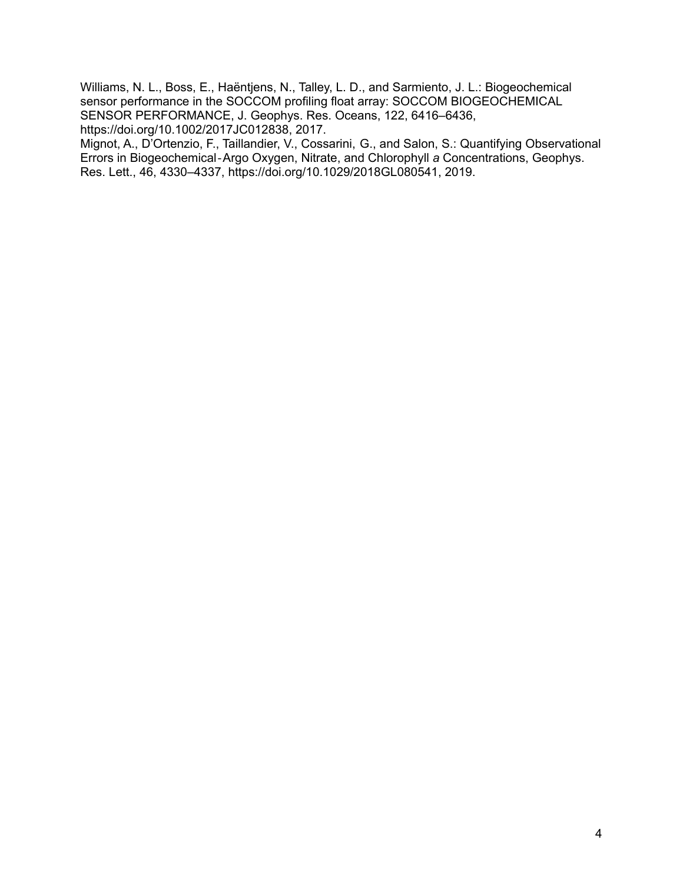Williams, N. L., Boss, E., Haëntjens, N., Talley, L. D., and Sarmiento, J. L.: Biogeochemical sensor performance in the SOCCOM profiling float array: SOCCOM BIOGEOCHEMICAL SENSOR PERFORMANCE, J. Geophys. Res. Oceans, 122, 6416–6436, https://doi.org/10.1002/2017JC012838, 2017.

Mignot, A., D'Ortenzio, F., Taillandier, V., Cossarini, G., and Salon, S.: Quantifying Observational Errors in Biogeochemical‐Argo Oxygen, Nitrate, and Chlorophyll *a* Concentrations, Geophys. Res. Lett., 46, 4330–4337, https://doi.org/10.1029/2018GL080541, 2019.